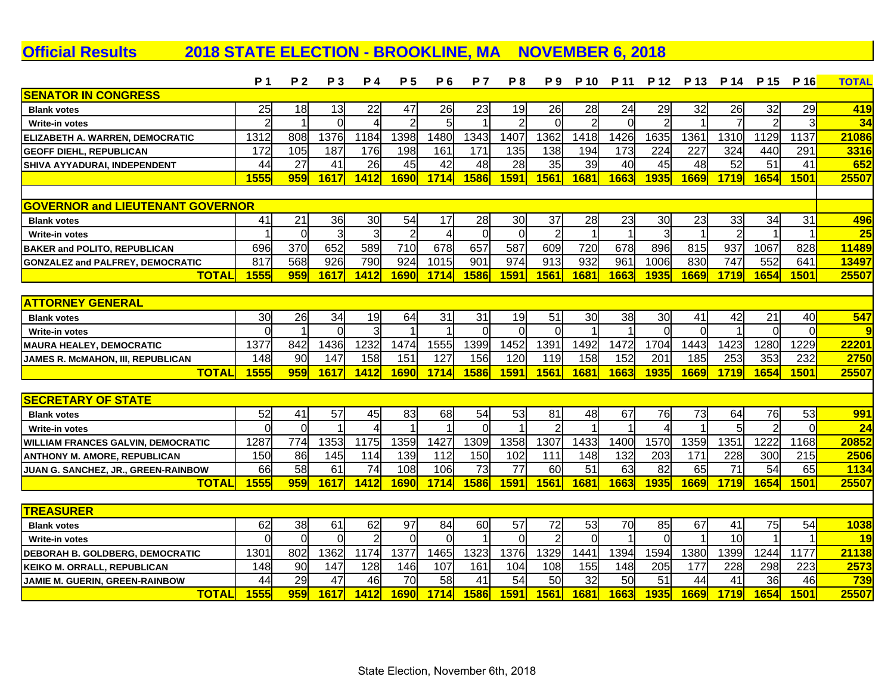# Official Results 2018 STATE ELECTION - BROOKLINE, MA NOVEMBER 6, 2018

| | P 1 | P 2 | P 3 | P 4 | P 5 | P 6 | P 7 | P 8 | P 9 | P 10 | P 11 | P 12 | P 13 | P 14 | P 15 | P 16 | TOTAL |
|---|---|---|---|---|---|---|---|---|---|---|---|---|---|---|---|---|---|
| **SENATOR IN CONGRESS** | | | | | | | | | | | | | | | | | |
| Blank votes | 25 | 18 | 13 | 22 | 47 | 26 | 23 | 19 | 26 | 28 | 24 | 29 | 32 | 26 | 32 | 29 | 419 |
| Write-in votes | 2 | 1 | 0 | 4 | 2 | 5 | 1 | 2 | 0 | 2 | 0 | 2 | 1 | 7 | 2 | 3 | 34 |
| ELIZABETH A. WARREN, DEMOCRATIC | 1312 | 808 | 1376 | 1184 | 1398 | 1480 | 1343 | 1407 | 1362 | 1418 | 1426 | 1635 | 1361 | 1310 | 1129 | 1137 | 21086 |
| GEOFF DIEHL, REPUBLICAN | 172 | 105 | 187 | 176 | 198 | 161 | 171 | 135 | 138 | 194 | 173 | 224 | 227 | 324 | 440 | 291 | 3316 |
| SHIVA AYYADURAI, INDEPENDENT | 44 | 27 | 41 | 26 | 45 | 42 | 48 | 28 | 35 | 39 | 40 | 45 | 48 | 52 | 51 | 41 | 652 |
| | 1555 | 959 | 1617 | 1412 | 1690 | 1714 | 1586 | 1591 | 1561 | 1681 | 1663 | 1935 | 1669 | 1719 | 1654 | 1501 | 25507 |
| **GOVERNOR and LIEUTENANT GOVERNOR** | | | | | | | | | | | | | | | | | |
| Blank votes | 41 | 21 | 36 | 30 | 54 | 17 | 28 | 30 | 37 | 28 | 23 | 30 | 23 | 33 | 34 | 31 | 496 |
| Write-in votes | 1 | 0 | 3 | 3 | 2 | 4 | 0 | 0 | 2 | 1 | 1 | 3 | 1 | 2 | 1 | 1 | 25 |
| BAKER and POLITO, REPUBLICAN | 696 | 370 | 652 | 589 | 710 | 678 | 657 | 587 | 609 | 720 | 678 | 896 | 815 | 937 | 1067 | 828 | 11489 |
| GONZALEZ and PALFREY, DEMOCRATIC | 817 | 568 | 926 | 790 | 924 | 1015 | 901 | 974 | 913 | 932 | 961 | 1006 | 830 | 747 | 552 | 641 | 13497 |
| TOTAL | 1555 | 959 | 1617 | 1412 | 1690 | 1714 | 1586 | 1591 | 1561 | 1681 | 1663 | 1935 | 1669 | 1719 | 1654 | 1501 | 25507 |
| **ATTORNEY GENERAL** | | | | | | | | | | | | | | | | | |
| Blank votes | 30 | 26 | 34 | 19 | 64 | 31 | 31 | 19 | 51 | 30 | 38 | 30 | 41 | 42 | 21 | 40 | 547 |
| Write-in votes | 0 | 1 | 0 | 3 | 1 | 1 | 0 | 0 | 0 | 1 | 1 | 0 | 0 | 1 | 0 | 0 | 9 |
| MAURA HEALEY, DEMOCRATIC | 1377 | 842 | 1436 | 1232 | 1474 | 1555 | 1399 | 1452 | 1391 | 1492 | 1472 | 1704 | 1443 | 1423 | 1280 | 1229 | 22201 |
| JAMES R. McMAHON, III, REPUBLICAN | 148 | 90 | 147 | 158 | 151 | 127 | 156 | 120 | 119 | 158 | 152 | 201 | 185 | 253 | 353 | 232 | 2750 |
| TOTAL | 1555 | 959 | 1617 | 1412 | 1690 | 1714 | 1586 | 1591 | 1561 | 1681 | 1663 | 1935 | 1669 | 1719 | 1654 | 1501 | 25507 |
| **SECRETARY OF STATE** | | | | | | | | | | | | | | | | | |
| Blank votes | 52 | 41 | 57 | 45 | 83 | 68 | 54 | 53 | 81 | 48 | 67 | 76 | 73 | 64 | 76 | 53 | 991 |
| Write-in votes | 0 | 0 | 1 | 4 | 1 | 1 | 0 | 1 | 2 | 1 | 1 | 4 | 1 | 5 | 2 | 0 | 24 |
| WILLIAM FRANCES GALVIN, DEMOCRATIC | 1287 | 774 | 1353 | 1175 | 1359 | 1427 | 1309 | 1358 | 1307 | 1433 | 1400 | 1570 | 1359 | 1351 | 1222 | 1168 | 20852 |
| ANTHONY M. AMORE, REPUBLICAN | 150 | 86 | 145 | 114 | 139 | 112 | 150 | 102 | 111 | 148 | 132 | 203 | 171 | 228 | 300 | 215 | 2506 |
| JUAN G. SANCHEZ, JR., GREEN-RAINBOW | 66 | 58 | 61 | 74 | 108 | 106 | 73 | 77 | 60 | 51 | 63 | 82 | 65 | 71 | 54 | 65 | 1134 |
| TOTAL | 1555 | 959 | 1617 | 1412 | 1690 | 1714 | 1586 | 1591 | 1561 | 1681 | 1663 | 1935 | 1669 | 1719 | 1654 | 1501 | 25507 |
| **TREASURER** | | | | | | | | | | | | | | | | | |
| Blank votes | 62 | 38 | 61 | 62 | 97 | 84 | 60 | 57 | 72 | 53 | 70 | 85 | 67 | 41 | 75 | 54 | 1038 |
| Write-in votes | 0 | 0 | 0 | 2 | 0 | 0 | 1 | 0 | 2 | 0 | 1 | 0 | 1 | 10 | 1 | 1 | 19 |
| DEBORAH B. GOLDBERG, DEMOCRATIC | 1301 | 802 | 1362 | 1174 | 1377 | 1465 | 1323 | 1376 | 1329 | 1441 | 1394 | 1594 | 1380 | 1399 | 1244 | 1177 | 21138 |
| KEIKO M. ORRALL, REPUBLICAN | 148 | 90 | 147 | 128 | 146 | 107 | 161 | 104 | 108 | 155 | 148 | 205 | 177 | 228 | 298 | 223 | 2573 |
| JAMIE M. GUERIN, GREEN-RAINBOW | 44 | 29 | 47 | 46 | 70 | 58 | 41 | 54 | 50 | 32 | 50 | 51 | 44 | 41 | 36 | 46 | 739 |
| TOTAL | 1555 | 959 | 1617 | 1412 | 1690 | 1714 | 1586 | 1591 | 1561 | 1681 | 1663 | 1935 | 1669 | 1719 | 1654 | 1501 | 25507 |

State Election, November 6th, 2018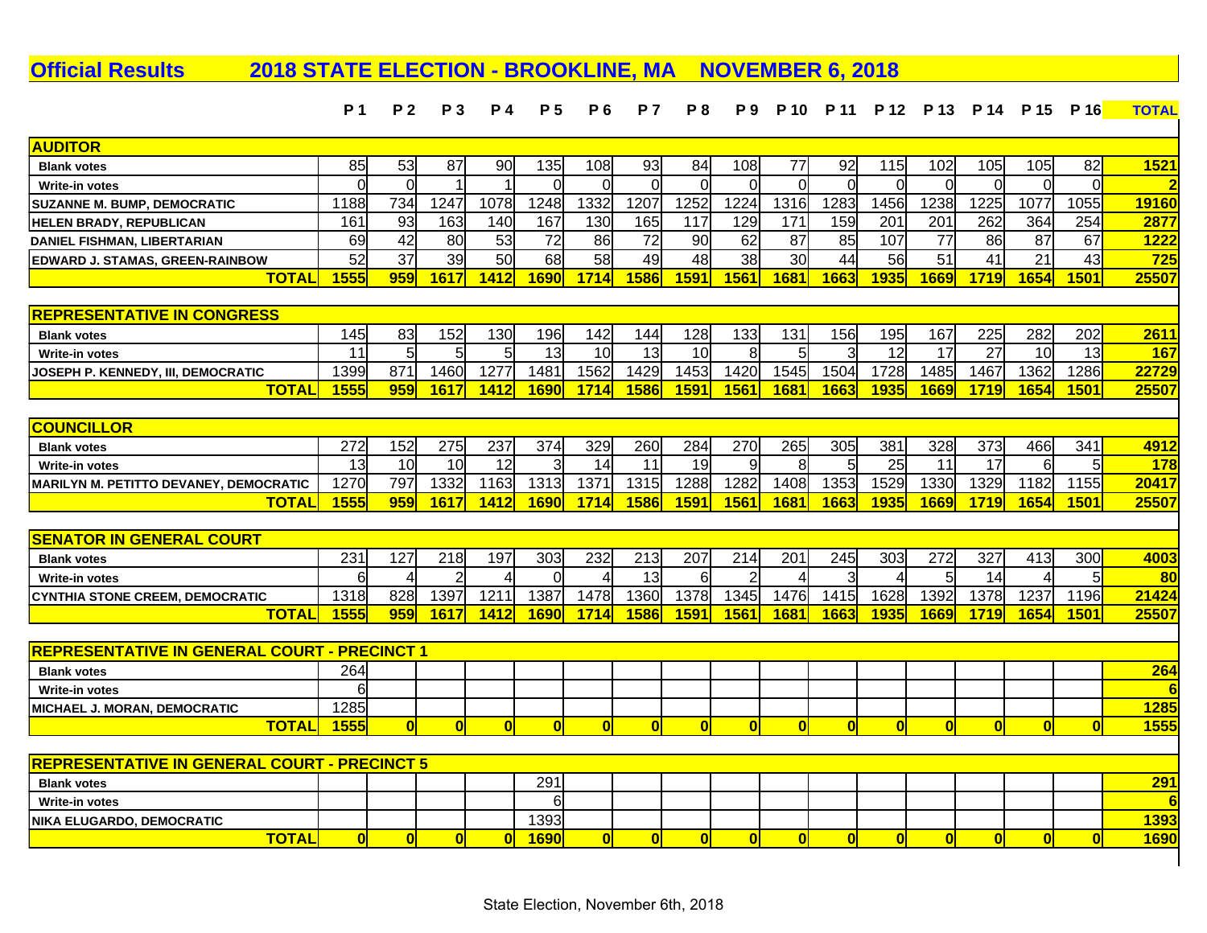# Official Results 2018 STATE ELECTION - BROOKLINE, MA NOVEMBER 6, 2018

| | P 1 | P 2 | P 3 | P 4 | P 5 | P 6 | P 7 | P 8 | P 9 | P 10 | P 11 | P 12 | P 13 | P 14 | P 15 | P 16 | TOTAL |
|---|---|---|---|---|---|---|---|---|---|---|---|---|---|---|---|---|---|
| **AUDITOR** | | | | | | | | | | | | | | | | | |
| Blank votes | 85 | 53 | 87 | 90 | 135 | 108 | 93 | 84 | 108 | 77 | 92 | 115 | 102 | 105 | 105 | 82 | 1521 |
| Write-in votes | 0 | 0 | 1 | 1 | 0 | 0 | 0 | 0 | 0 | 0 | 0 | 0 | 0 | 0 | 0 | 0 | 2 |
| SUZANNE M. BUMP, DEMOCRATIC | 1188 | 734 | 1247 | 1078 | 1248 | 1332 | 1207 | 1252 | 1224 | 1316 | 1283 | 1456 | 1238 | 1225 | 1077 | 1055 | 19160 |
| HELEN BRADY, REPUBLICAN | 161 | 93 | 163 | 140 | 167 | 130 | 165 | 117 | 129 | 171 | 159 | 201 | 201 | 262 | 364 | 254 | 2877 |
| DANIEL FISHMAN, LIBERTARIAN | 69 | 42 | 80 | 53 | 72 | 86 | 72 | 90 | 62 | 87 | 85 | 107 | 77 | 86 | 87 | 67 | 1222 |
| EDWARD J. STAMAS, GREEN-RAINBOW | 52 | 37 | 39 | 50 | 68 | 58 | 49 | 48 | 38 | 30 | 44 | 56 | 51 | 41 | 21 | 43 | 725 |
| **TOTAL** | 1555 | 959 | 1617 | 1412 | 1690 | 1714 | 1586 | 1591 | 1561 | 1681 | 1663 | 1935 | 1669 | 1719 | 1654 | 1501 | 25507 |
| **REPRESENTATIVE IN CONGRESS** | | | | | | | | | | | | | | | | | |
| Blank votes | 145 | 83 | 152 | 130 | 196 | 142 | 144 | 128 | 133 | 131 | 156 | 195 | 167 | 225 | 282 | 202 | 2611 |
| Write-in votes | 11 | 5 | 5 | 5 | 13 | 10 | 13 | 10 | 8 | 5 | 3 | 12 | 17 | 27 | 10 | 13 | 167 |
| JOSEPH P. KENNEDY, III, DEMOCRATIC | 1399 | 871 | 1460 | 1277 | 1481 | 1562 | 1429 | 1453 | 1420 | 1545 | 1504 | 1728 | 1485 | 1467 | 1362 | 1286 | 22729 |
| **TOTAL** | 1555 | 959 | 1617 | 1412 | 1690 | 1714 | 1586 | 1591 | 1561 | 1681 | 1663 | 1935 | 1669 | 1719 | 1654 | 1501 | 25507 |
| **COUNCILLOR** | | | | | | | | | | | | | | | | | |
| Blank votes | 272 | 152 | 275 | 237 | 374 | 329 | 260 | 284 | 270 | 265 | 305 | 381 | 328 | 373 | 466 | 341 | 4912 |
| Write-in votes | 13 | 10 | 10 | 12 | 3 | 14 | 11 | 19 | 9 | 8 | 5 | 25 | 11 | 17 | 6 | 5 | 178 |
| MARILYN M. PETITTO DEVANEY, DEMOCRATIC | 1270 | 797 | 1332 | 1163 | 1313 | 1371 | 1315 | 1288 | 1282 | 1408 | 1353 | 1529 | 1330 | 1329 | 1182 | 1155 | 20417 |
| **TOTAL** | 1555 | 959 | 1617 | 1412 | 1690 | 1714 | 1586 | 1591 | 1561 | 1681 | 1663 | 1935 | 1669 | 1719 | 1654 | 1501 | 25507 |
| **SENATOR IN GENERAL COURT** | | | | | | | | | | | | | | | | | |
| Blank votes | 231 | 127 | 218 | 197 | 303 | 232 | 213 | 207 | 214 | 201 | 245 | 303 | 272 | 327 | 413 | 300 | 4003 |
| Write-in votes | 6 | 4 | 2 | 4 | 0 | 4 | 13 | 6 | 2 | 4 | 3 | 4 | 5 | 14 | 4 | 5 | 80 |
| CYNTHIA STONE CREEM, DEMOCRATIC | 1318 | 828 | 1397 | 1211 | 1387 | 1478 | 1360 | 1378 | 1345 | 1476 | 1415 | 1628 | 1392 | 1378 | 1237 | 1196 | 21424 |
| **TOTAL** | 1555 | 959 | 1617 | 1412 | 1690 | 1714 | 1586 | 1591 | 1561 | 1681 | 1663 | 1935 | 1669 | 1719 | 1654 | 1501 | 25507 |
| **REPRESENTATIVE IN GENERAL COURT - PRECINCT 1** | | | | | | | | | | | | | | | | | |
| Blank votes | 264 | | | | | | | | | | | | | | | | 264 |
| Write-in votes | 6 | | | | | | | | | | | | | | | | 6 |
| MICHAEL J. MORAN, DEMOCRATIC | 1285 | | | | | | | | | | | | | | | | 1285 |
| **TOTAL** | 1555 | 0 | 0 | 0 | 0 | 0 | 0 | 0 | 0 | 0 | 0 | 0 | 0 | 0 | 0 | 0 | 1555 |
| **REPRESENTATIVE IN GENERAL COURT - PRECINCT 5** | | | | | | | | | | | | | | | | | |
| Blank votes | | | | | 291 | | | | | | | | | | | | 291 |
| Write-in votes | | | | | 6 | | | | | | | | | | | | 6 |
| NIKA ELUGARDO, DEMOCRATIC | | | | | 1393 | | | | | | | | | | | | 1393 |
| **TOTAL** | 0 | 0 | 0 | 0 | 1690 | 0 | 0 | 0 | 0 | 0 | 0 | 0 | 0 | 0 | 0 | 0 | 1690 |

State Election, November 6th, 2018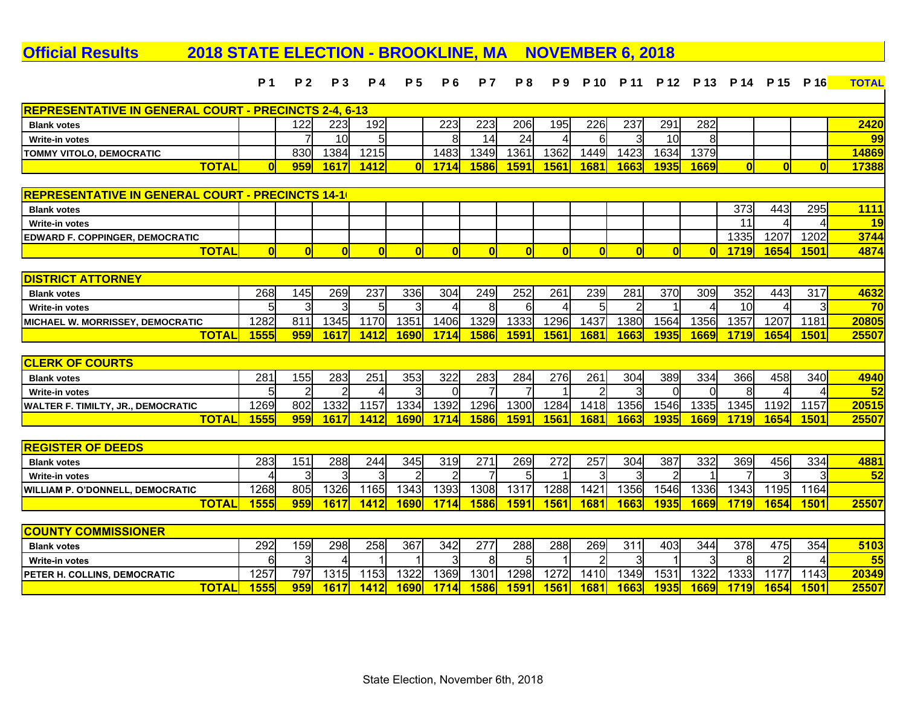# Official Results 2018 STATE ELECTION - BROOKLINE, MA NOVEMBER 6, 2018

| | P 1 | P 2 | P 3 | P 4 | P 5 | P 6 | P 7 | P 8 | P 9 | P 10 | P 11 | P 12 | P 13 | P 14 | P 15 | P 16 | TOTAL |
|---|---|---|---|---|---|---|---|---|---|---|---|---|---|---|---|---|---|
| **REPRESENTATIVE IN GENERAL COURT - PRECINCTS 2-4, 6-13** | | | | | | | | | | | | | | | | | |
| **Blank votes** | | 122 | 223 | 192 | | 223 | 223 | 206 | 195 | 226 | 237 | 291 | 282 | | | | **2420** |
| **Write-in votes** | | 7 | 10 | 5 | | 8 | 14 | 24 | 4 | 6 | 3 | 10 | 8 | | | | **99** |
| **TOMMY VITOLO, DEMOCRATIC** | | 830 | 1384 | 1215 | | 1483 | 1349 | 1361 | 1362 | 1449 | 1423 | 1634 | 1379 | | | | **14869** |
| **TOTAL** | **0** | **959** | **1617** | **1412** | **0** | **1714** | **1586** | **1591** | **1561** | **1681** | **1663** | **1935** | **1669** | **0** | **0** | **0** | **17388** |
| **REPRESENTATIVE IN GENERAL COURT - PRECINCTS 14-1** | | | | | | | | | | | | | | | | | |
| **Blank votes** | | | | | | | | | | | | | | 373 | 443 | 295 | **1111** |
| **Write-in votes** | | | | | | | | | | | | | | 11 | 4 | 4 | **19** |
| **EDWARD F. COPPINGER, DEMOCRATIC** | | | | | | | | | | | | | | 1335 | 1207 | 1202 | **3744** |
| **TOTAL** | **0** | **0** | **0** | **0** | **0** | **0** | **0** | **0** | **0** | **0** | **0** | **0** | **0** | **1719** | **1654** | **1501** | **4874** |
| **DISTRICT ATTORNEY** | | | | | | | | | | | | | | | | | |
| **Blank votes** | 268 | 145 | 269 | 237 | 336 | 304 | 249 | 252 | 261 | 239 | 281 | 370 | 309 | 352 | 443 | 317 | **4632** |
| **Write-in votes** | 5 | 3 | 3 | 5 | 3 | 4 | 8 | 6 | 4 | 5 | 2 | 1 | 4 | 10 | 4 | 3 | **70** |
| **MICHAEL W. MORRISSEY, DEMOCRATIC** | 1282 | 811 | 1345 | 1170 | 1351 | 1406 | 1329 | 1333 | 1296 | 1437 | 1380 | 1564 | 1356 | 1357 | 1207 | 1181 | **20805** |
| **TOTAL** | **1555** | **959** | **1617** | **1412** | **1690** | **1714** | **1586** | **1591** | **1561** | **1681** | **1663** | **1935** | **1669** | **1719** | **1654** | **1501** | **25507** |
| **CLERK OF COURTS** | | | | | | | | | | | | | | | | | |
| **Blank votes** | 281 | 155 | 283 | 251 | 353 | 322 | 283 | 284 | 276 | 261 | 304 | 389 | 334 | 366 | 458 | 340 | **4940** |
| **Write-in votes** | 5 | 2 | 2 | 4 | 3 | 0 | 7 | 7 | 1 | 2 | 3 | 0 | 0 | 8 | 4 | 4 | **52** |
| **WALTER F. TIMILTY, JR., DEMOCRATIC** | 1269 | 802 | 1332 | 1157 | 1334 | 1392 | 1296 | 1300 | 1284 | 1418 | 1356 | 1546 | 1335 | 1345 | 1192 | 1157 | **20515** |
| **TOTAL** | **1555** | **959** | **1617** | **1412** | **1690** | **1714** | **1586** | **1591** | **1561** | **1681** | **1663** | **1935** | **1669** | **1719** | **1654** | **1501** | **25507** |
| **REGISTER OF DEEDS** | | | | | | | | | | | | | | | | | |
| **Blank votes** | 283 | 151 | 288 | 244 | 345 | 319 | 271 | 269 | 272 | 257 | 304 | 387 | 332 | 369 | 456 | 334 | **4881** |
| **Write-in votes** | 4 | 3 | 3 | 3 | 2 | 2 | 7 | 5 | 1 | 3 | 3 | 2 | 1 | 7 | 3 | 3 | **52** |
| **WILLIAM P. O'DONNELL, DEMOCRATIC** | 1268 | 805 | 1326 | 1165 | 1343 | 1393 | 1308 | 1317 | 1288 | 1421 | 1356 | 1546 | 1336 | 1343 | 1195 | 1164 | |
| **TOTAL** | **1555** | **959** | **1617** | **1412** | **1690** | **1714** | **1586** | **1591** | **1561** | **1681** | **1663** | **1935** | **1669** | **1719** | **1654** | **1501** | **25507** |
| **COUNTY COMMISSIONER** | | | | | | | | | | | | | | | | | |
| **Blank votes** | 292 | 159 | 298 | 258 | 367 | 342 | 277 | 288 | 288 | 269 | 311 | 403 | 344 | 378 | 475 | 354 | **5103** |
| **Write-in votes** | 6 | 3 | 4 | 1 | 1 | 3 | 8 | 5 | 1 | 2 | 3 | 1 | 3 | 8 | 2 | 4 | **55** |
| **PETER H. COLLINS, DEMOCRATIC** | 1257 | 797 | 1315 | 1153 | 1322 | 1369 | 1301 | 1298 | 1272 | 1410 | 1349 | 1531 | 1322 | 1333 | 1177 | 1143 | **20349** |
| **TOTAL** | **1555** | **959** | **1617** | **1412** | **1690** | **1714** | **1586** | **1591** | **1561** | **1681** | **1663** | **1935** | **1669** | **1719** | **1654** | **1501** | **25507** |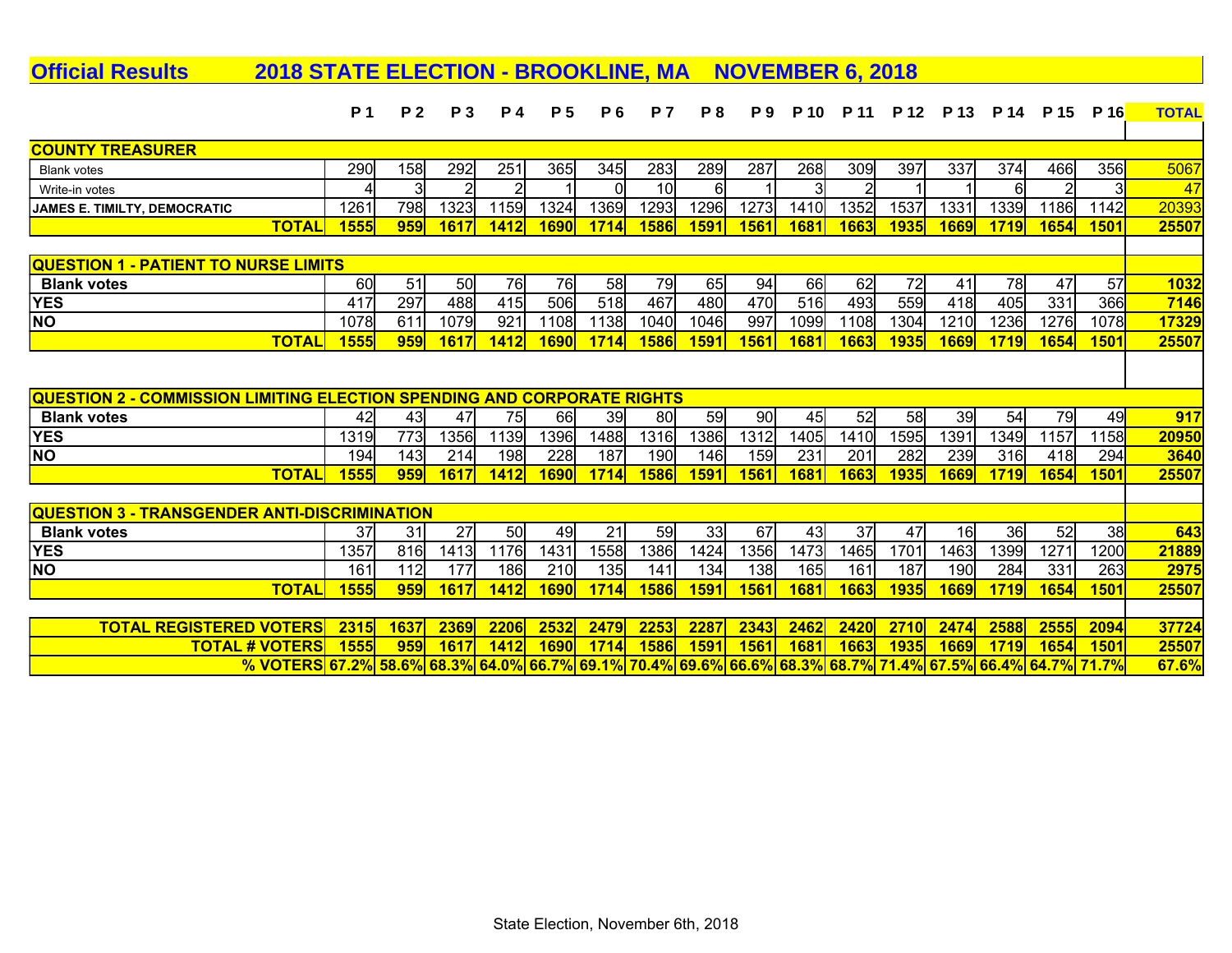# Official Results 2018 STATE ELECTION - BROOKLINE, MA NOVEMBER 6, 2018

| | P 1 | P 2 | P 3 | P 4 | P 5 | P 6 | P 7 | P 8 | P 9 | P 10 | P 11 | P 12 | P 13 | P 14 | P 15 | P 16 | TOTAL |
|---|---|---|---|---|---|---|---|---|---|---|---|---|---|---|---|---|---|
| **COUNTY TREASURER** | | | | | | | | | | | | | | | | | |
| Blank votes | 290 | 158 | 292 | 251 | 365 | 345 | 283 | 289 | 287 | 268 | 309 | 397 | 337 | 374 | 466 | 356 | 5067 |
| Write-in votes | 4 | 3 | 2 | 2 | 1 | 0 | 10 | 6 | 1 | 3 | 2 | 1 | 1 | 6 | 2 | 3 | 47 |
| JAMES E. TIMILTY, DEMOCRATIC | 1261 | 798 | 1323 | 1159 | 1324 | 1369 | 1293 | 1296 | 1273 | 1410 | 1352 | 1537 | 1331 | 1339 | 1186 | 1142 | 20393 |
| **TOTAL** | **1555** | **959** | **1617** | **1412** | **1690** | **1714** | **1586** | **1591** | **1561** | **1681** | **1663** | **1935** | **1669** | **1719** | **1654** | **1501** | **25507** |
| **QUESTION 1 - PATIENT TO NURSE LIMITS** | | | | | | | | | | | | | | | | | |
| **Blank votes** | 60 | 51 | 50 | 76 | 76 | 58 | 79 | 65 | 94 | 66 | 62 | 72 | 41 | 78 | 47 | 57 | **1032** |
| **YES** | 417 | 297 | 488 | 415 | 506 | 518 | 467 | 480 | 470 | 516 | 493 | 559 | 418 | 405 | 331 | 366 | **7146** |
| **NO** | 1078 | 611 | 1079 | 921 | 1108 | 1138 | 1040 | 1046 | 997 | 1099 | 1108 | 1304 | 1210 | 1236 | 1276 | 1078 | **17329** |
| **TOTAL** | **1555** | **959** | **1617** | **1412** | **1690** | **1714** | **1586** | **1591** | **1561** | **1681** | **1663** | **1935** | **1669** | **1719** | **1654** | **1501** | **25507** |
| **QUESTION 2 - COMMISSION LIMITING ELECTION SPENDING AND CORPORATE RIGHTS** | | | | | | | | | | | | | | | | | |
| **Blank votes** | 42 | 43 | 47 | 75 | 66 | 39 | 80 | 59 | 90 | 45 | 52 | 58 | 39 | 54 | 79 | 49 | **917** |
| **YES** | 1319 | 773 | 1356 | 1139 | 1396 | 1488 | 1316 | 1386 | 1312 | 1405 | 1410 | 1595 | 1391 | 1349 | 1157 | 1158 | **20950** |
| **NO** | 194 | 143 | 214 | 198 | 228 | 187 | 190 | 146 | 159 | 231 | 201 | 282 | 239 | 316 | 418 | 294 | **3640** |
| **TOTAL** | **1555** | **959** | **1617** | **1412** | **1690** | **1714** | **1586** | **1591** | **1561** | **1681** | **1663** | **1935** | **1669** | **1719** | **1654** | **1501** | **25507** |
| **QUESTION 3 - TRANSGENDER ANTI-DISCRIMINATION** | | | | | | | | | | | | | | | | | |
| **Blank votes** | 37 | 31 | 27 | 50 | 49 | 21 | 59 | 33 | 67 | 43 | 37 | 47 | 16 | 36 | 52 | 38 | **643** |
| **YES** | 1357 | 816 | 1413 | 1176 | 1431 | 1558 | 1386 | 1424 | 1356 | 1473 | 1465 | 1701 | 1463 | 1399 | 1271 | 1200 | **21889** |
| **NO** | 161 | 112 | 177 | 186 | 210 | 135 | 141 | 134 | 138 | 165 | 161 | 187 | 190 | 284 | 331 | 263 | **2975** |
| **TOTAL** | **1555** | **959** | **1617** | **1412** | **1690** | **1714** | **1586** | **1591** | **1561** | **1681** | **1663** | **1935** | **1669** | **1719** | **1654** | **1501** | **25507** |
| **TOTAL REGISTERED VOTERS** | **2315** | **1637** | **2369** | **2206** | **2532** | **2479** | **2253** | **2287** | **2343** | **2462** | **2420** | **2710** | **2474** | **2588** | **2555** | **2094** | **37724** |
| **TOTAL # VOTERS** | **1555** | **959** | **1617** | **1412** | **1690** | **1714** | **1586** | **1591** | **1561** | **1681** | **1663** | **1935** | **1669** | **1719** | **1654** | **1501** | **25507** |
| **% VOTERS** | **67.2%** | **58.6%** | **68.3%** | **64.0%** | **66.7%** | **69.1%** | **70.4%** | **69.6%** | **66.6%** | **68.3%** | **68.7%** | **71.4%** | **67.5%** | **66.4%** | **64.7%** | **71.7%** | **67.6%** |

State Election, November 6th, 2018